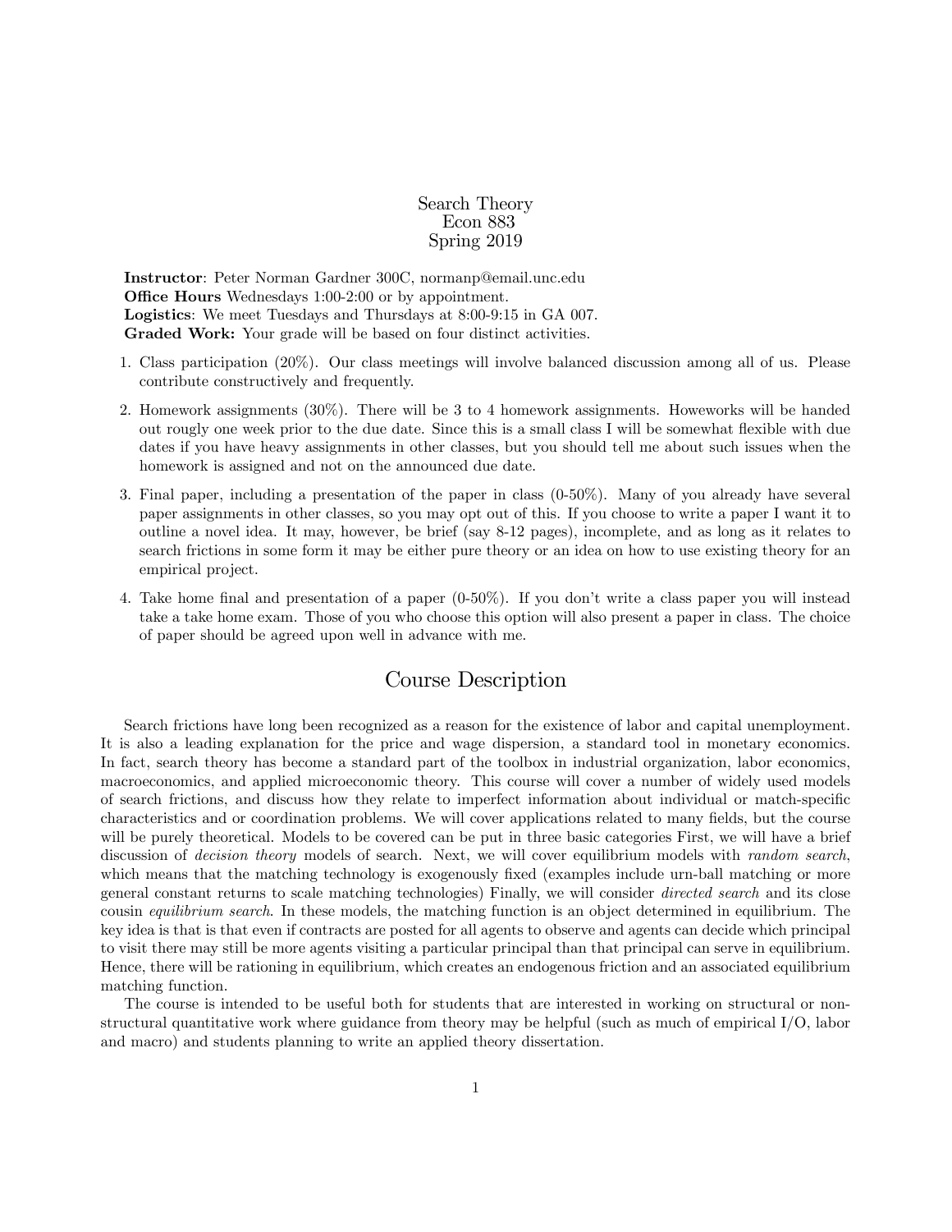# Search Theory
Econ 883
Spring 2019

**Instructor**: Peter Norman Gardner 300C, normanp@email.unc.edu
**Office Hours** Wednesdays 1:00-2:00 or by appointment.
**Logistics**: We meet Tuesdays and Thursdays at 8:00-9:15 in GA 007.
**Graded Work:** Your grade will be based on four distinct activities.

1. Class participation (20%). Our class meetings will involve balanced discussion among all of us. Please contribute constructively and frequently.
2. Homework assignments (30%). There will be 3 to 4 homework assignments. Howeworks will be handed out roughly one week prior to the due date. Since this is a small class I will be somewhat flexible with due dates if you have heavy assignments in other classes, but you should tell me about such issues when the homework is assigned and not on the announced due date.
3. Final paper, including a presentation of the paper in class (0-50%). Many of you already have several paper assignments in other classes, so you may opt out of this. If you choose to write a paper I want it to outline a novel idea. It may, however, be brief (say 8-12 pages), incomplete, and as long as it relates to search frictions in some form it may be either pure theory or an idea on how to use existing theory for an empirical project.
4. Take home final and presentation of a paper (0-50%). If you don't write a class paper you will instead take a take home exam. Those of you who choose this option will also present a paper in class. The choice of paper should be agreed upon well in advance with me.

## Course Description

Search frictions have long been recognized as a reason for the existence of labor and capital unemployment. It is also a leading explanation for the price and wage dispersion, a standard tool in monetary economics. In fact, search theory has become a standard part of the toolbox in industrial organization, labor economics, macroeconomics, and applied microeconomic theory. This course will cover a number of widely used models of search frictions, and discuss how they relate to imperfect information about individual or match-specific characteristics and or coordination problems. We will cover applications related to many fields, but the course will be purely theoretical. Models to be covered can be put in three basic categories First, we will have a brief discussion of *decision theory* models of search. Next, we will cover equilibrium models with *random search*, which means that the matching technology is exogenously fixed (examples include urn-ball matching or more general constant returns to scale matching technologies) Finally, we will consider *directed search* and its close cousin *equilibrium search*. In these models, the matching function is an object determined in equilibrium. The key idea is that is that even if contracts are posted for all agents to observe and agents can decide which principal to visit there may still be more agents visiting a particular principal than that principal can serve in equilibrium. Hence, there will be rationing in equilibrium, which creates an endogenous friction and an associated equilibrium matching function.

The course is intended to be useful both for students that are interested in working on structural or non-structural quantitative work where guidance from theory may be helpful (such as much of empirical I/O, labor and macro) and students planning to write an applied theory dissertation.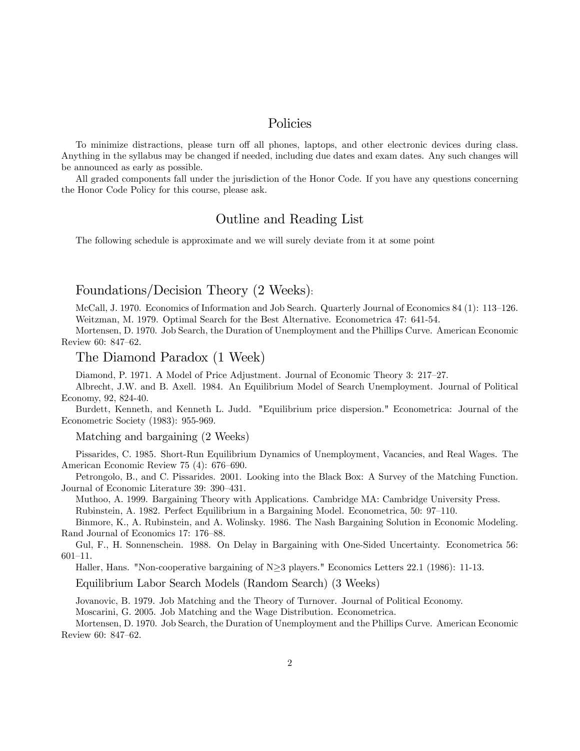## Policies

To minimize distractions, please turn off all phones, laptops, and other electronic devices during class. Anything in the syllabus may be changed if needed, including due dates and exam dates. Any such changes will be announced as early as possible.

All graded components fall under the jurisdiction of the Honor Code. If you have any questions concerning the Honor Code Policy for this course, please ask.

## Outline and Reading List

The following schedule is approximate and we will surely deviate from it at some point

### Foundations/Decision Theory (2 Weeks):

McCall, J. 1970. Economics of Information and Job Search. Quarterly Journal of Economics 84 (1): 113–126.

Weitzman, M. 1979. Optimal Search for the Best Alternative. Econometrica 47: 641-54.

Mortensen, D. 1970. Job Search, the Duration of Unemployment and the Phillips Curve. American Economic Review 60: 847–62.

### The Diamond Paradox (1 Week)

Diamond, P. 1971. A Model of Price Adjustment. Journal of Economic Theory 3: 217–27.

Albrecht, J.W. and B. Axell. 1984. An Equilibrium Model of Search Unemployment. Journal of Political Economy, 92, 824-40.

Burdett, Kenneth, and Kenneth L. Judd. "Equilibrium price dispersion." Econometrica: Journal of the Econometric Society (1983): 955-969.

#### Matching and bargaining (2 Weeks)

Pissarides, C. 1985. Short-Run Equilibrium Dynamics of Unemployment, Vacancies, and Real Wages. The American Economic Review 75 (4): 676–690.

Petrongolo, B., and C. Pissarides. 2001. Looking into the Black Box: A Survey of the Matching Function. Journal of Economic Literature 39: 390–431.

Muthoo, A. 1999. Bargaining Theory with Applications. Cambridge MA: Cambridge University Press.

Rubinstein, A. 1982. Perfect Equilibrium in a Bargaining Model. Econometrica, 50: 97–110.

Binmore, K., A. Rubinstein, and A. Wolinsky. 1986. The Nash Bargaining Solution in Economic Modeling. Rand Journal of Economics 17: 176–88.

Gul, F., H. Sonnenschein. 1988. On Delay in Bargaining with One-Sided Uncertainty. Econometrica 56: 601–11.

Haller, Hans. "Non-cooperative bargaining of $N \geq 3$ players." Economics Letters 22.1 (1986): 11-13.

#### Equilibrium Labor Search Models (Random Search) (3 Weeks)

Jovanovic, B. 1979. Job Matching and the Theory of Turnover. Journal of Political Economy.

Moscarini, G. 2005. Job Matching and the Wage Distribution. Econometrica.

Mortensen, D. 1970. Job Search, the Duration of Unemployment and the Phillips Curve. American Economic Review 60: 847–62.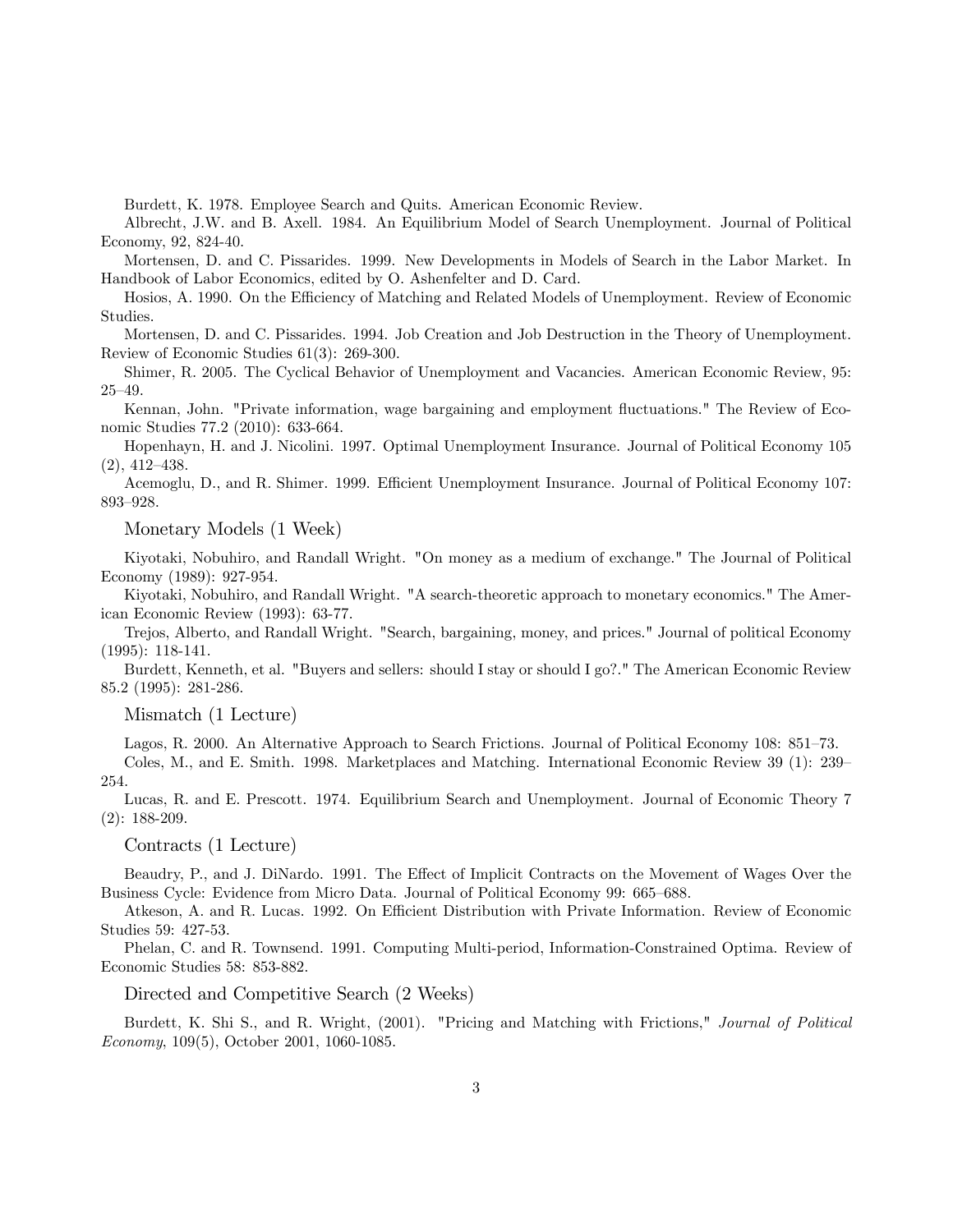Burdett, K. 1978. Employee Search and Quits. American Economic Review.

Albrecht, J.W. and B. Axell. 1984. An Equilibrium Model of Search Unemployment. Journal of Political Economy, 92, 824-40.

Mortensen, D. and C. Pissarides. 1999. New Developments in Models of Search in the Labor Market. In Handbook of Labor Economics, edited by O. Ashenfelter and D. Card.

Hosios, A. 1990. On the Efficiency of Matching and Related Models of Unemployment. Review of Economic Studies.

Mortensen, D. and C. Pissarides. 1994. Job Creation and Job Destruction in the Theory of Unemployment. Review of Economic Studies 61(3): 269-300.

Shimer, R. 2005. The Cyclical Behavior of Unemployment and Vacancies. American Economic Review, 95: 25–49.

Kennan, John. "Private information, wage bargaining and employment fluctuations." The Review of Economic Studies 77.2 (2010): 633-664.

Hopenhayn, H. and J. Nicolini. 1997. Optimal Unemployment Insurance. Journal of Political Economy 105 (2), 412–438.

Acemoglu, D., and R. Shimer. 1999. Efficient Unemployment Insurance. Journal of Political Economy 107: 893–928.

## Monetary Models (1 Week)

Kiyotaki, Nobuhiro, and Randall Wright. "On money as a medium of exchange." The Journal of Political Economy (1989): 927-954.

Kiyotaki, Nobuhiro, and Randall Wright. "A search-theoretic approach to monetary economics." The American Economic Review (1993): 63-77.

Trejos, Alberto, and Randall Wright. "Search, bargaining, money, and prices." Journal of political Economy (1995): 118-141.

Burdett, Kenneth, et al. "Buyers and sellers: should I stay or should I go?." The American Economic Review 85.2 (1995): 281-286.

## Mismatch (1 Lecture)

Lagos, R. 2000. An Alternative Approach to Search Frictions. Journal of Political Economy 108: 851–73.

Coles, M., and E. Smith. 1998. Marketplaces and Matching. International Economic Review 39 (1): 239–254.

Lucas, R. and E. Prescott. 1974. Equilibrium Search and Unemployment. Journal of Economic Theory 7 (2): 188-209.

## Contracts (1 Lecture)

Beaudry, P., and J. DiNardo. 1991. The Effect of Implicit Contracts on the Movement of Wages Over the Business Cycle: Evidence from Micro Data. Journal of Political Economy 99: 665–688.

Atkeson, A. and R. Lucas. 1992. On Efficient Distribution with Private Information. Review of Economic Studies 59: 427-53.

Phelan, C. and R. Townsend. 1991. Computing Multi-period, Information-Constrained Optima. Review of Economic Studies 58: 853-882.

## Directed and Competitive Search (2 Weeks)

Burdett, K. Shi S., and R. Wright, (2001). "Pricing and Matching with Frictions," *Journal of Political Economy*, 109(5), October 2001, 1060-1085.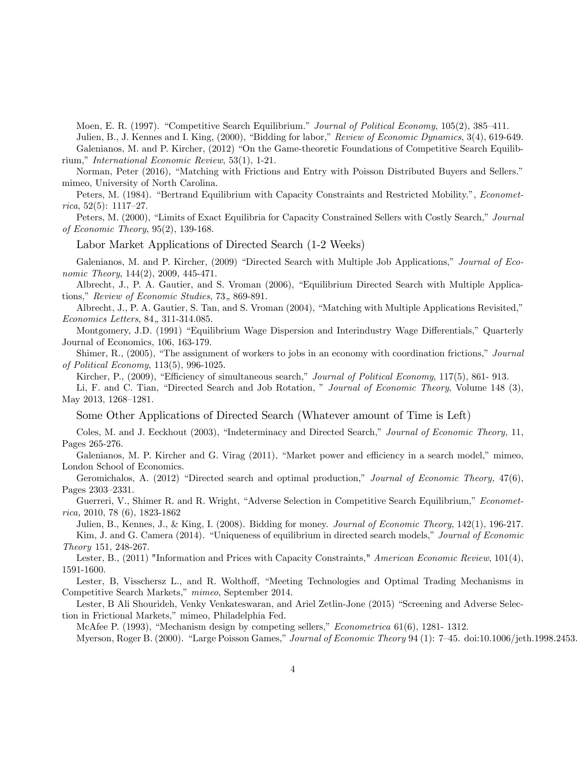Moen, E. R. (1997). "Competitive Search Equilibrium." *Journal of Political Economy*, 105(2), 385–411.

Julien, B., J. Kennes and I. King, (2000), "Bidding for labor," *Review of Economic Dynamics*, 3(4), 619-649.

Galenianos, M. and P. Kircher, (2012) "On the Game-theoretic Foundations of Competitive Search Equilibrium," *International Economic Review*, 53(1), 1-21.

Norman, Peter (2016), "Matching with Frictions and Entry with Poisson Distributed Buyers and Sellers." mimeo, University of North Carolina.

Peters, M. (1984). "Bertrand Equilibrium with Capacity Constraints and Restricted Mobility.", *Econometrica*, 52(5): 1117–27.

Peters, M. (2000), "Limits of Exact Equilibria for Capacity Constrained Sellers with Costly Search," *Journal of Economic Theory*, 95(2), 139-168.

### Labor Market Applications of Directed Search (1-2 Weeks)

Galenianos, M. and P. Kircher, (2009) "Directed Search with Multiple Job Applications," *Journal of Economic Theory*, 144(2), 2009, 445-471.

Albrecht, J., P. A. Gautier, and S. Vroman (2006), "Equilibrium Directed Search with Multiple Applications," *Review of Economic Studies*, 73,, 869-891.

Albrecht, J., P. A. Gautier, S. Tan, and S. Vroman (2004), "Matching with Multiple Applications Revisited," *Economics Letters*, 84,, 311-314.085.

Montgomery, J.D. (1991) "Equilibrium Wage Dispersion and Interindustry Wage Differentials," Quarterly Journal of Economics, 106, 163-179.

Shimer, R., (2005), "The assignment of workers to jobs in an economy with coordination frictions," *Journal of Political Economy*, 113(5), 996-1025.

Kircher, P., (2009), "Efficiency of simultaneous search," *Journal of Political Economy*, 117(5), 861- 913.

Li, F. and C. Tian, "Directed Search and Job Rotation, " *Journal of Economic Theory*, Volume 148 (3), May 2013, 1268–1281.

### Some Other Applications of Directed Search (Whatever amount of Time is Left)

Coles, M. and J. Eeckhout (2003), "Indeterminacy and Directed Search," *Journal of Economic Theory,* 11, Pages 265-276.

Galenianos, M. P. Kircher and G. Virag (2011), "Market power and efficiency in a search model," mimeo, London School of Economics.

Geromichalos, A. (2012) "Directed search and optimal production," *Journal of Economic Theory,* 47(6), Pages 2303–2331.

Guerreri, V., Shimer R. and R. Wright, "Adverse Selection in Competitive Search Equilibrium," *Econometrica,* 2010, 78 (6), 1823-1862

Julien, B., Kennes, J., & King, I. (2008). Bidding for money. *Journal of Economic Theory*, 142(1), 196-217.

Kim, J. and G. Camera (2014). "Uniqueness of equilibrium in directed search models," *Journal of Economic Theory* 151, 248-267.

Lester, B., (2011) "Information and Prices with Capacity Constraints," *American Economic Review*, 101(4), 1591-1600.

Lester, B, Visschersz L., and R. Wolthoff, "Meeting Technologies and Optimal Trading Mechanisms in Competitive Search Markets," *mimeo*, September 2014.

Lester, B Ali Shourideh, Venky Venkateswaran, and Ariel Zetlin-Jone (2015) "Screening and Adverse Selection in Frictional Markets," mimeo, Philadelphia Fed.

McAfee P. (1993), "Mechanism design by competing sellers," *Econometrica* 61(6), 1281- 1312.

Myerson, Roger B. (2000). "Large Poisson Games," *Journal of Economic Theory* 94 (1): 7–45. doi:10.1006/jeth.1998.2453.